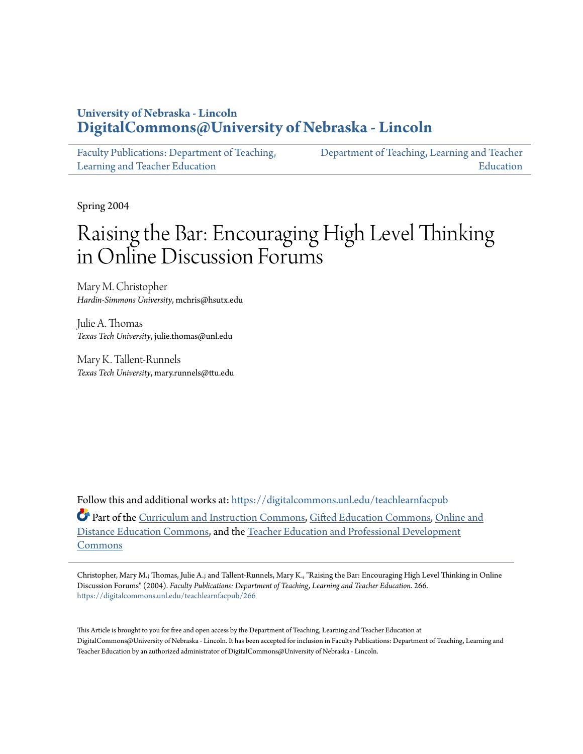University of Nebraska - Lincoln
**DigitalCommons@University of Nebraska - Lincoln**

Faculty Publications: Department of Teaching, Learning and Teacher Education

Department of Teaching, Learning and Teacher Education

Spring 2004

# Raising the Bar: Encouraging High Level Thinking in Online Discussion Forums

Mary M. Christopher
*Hardin-Simmons University*, mchris@hsutx.edu

Julie A. Thomas
*Texas Tech University*, julie.thomas@unl.edu

Mary K. Tallent-Runnels
*Texas Tech University*, mary.runnels@ttu.edu

Follow this and additional works at: https://digitalcommons.unl.edu/teachlearnfacpub

Part of the Curriculum and Instruction Commons, Gifted Education Commons, Online and Distance Education Commons, and the Teacher Education and Professional Development Commons

Christopher, Mary M.; Thomas, Julie A.; and Tallent-Runnels, Mary K., "Raising the Bar: Encouraging High Level Thinking in Online Discussion Forums" (2004). *Faculty Publications: Department of Teaching, Learning and Teacher Education*. 266.
https://digitalcommons.unl.edu/teachlearnfacpub/266

This Article is brought to you for free and open access by the Department of Teaching, Learning and Teacher Education at DigitalCommons@University of Nebraska - Lincoln. It has been accepted for inclusion in Faculty Publications: Department of Teaching, Learning and Teacher Education by an authorized administrator of DigitalCommons@University of Nebraska - Lincoln.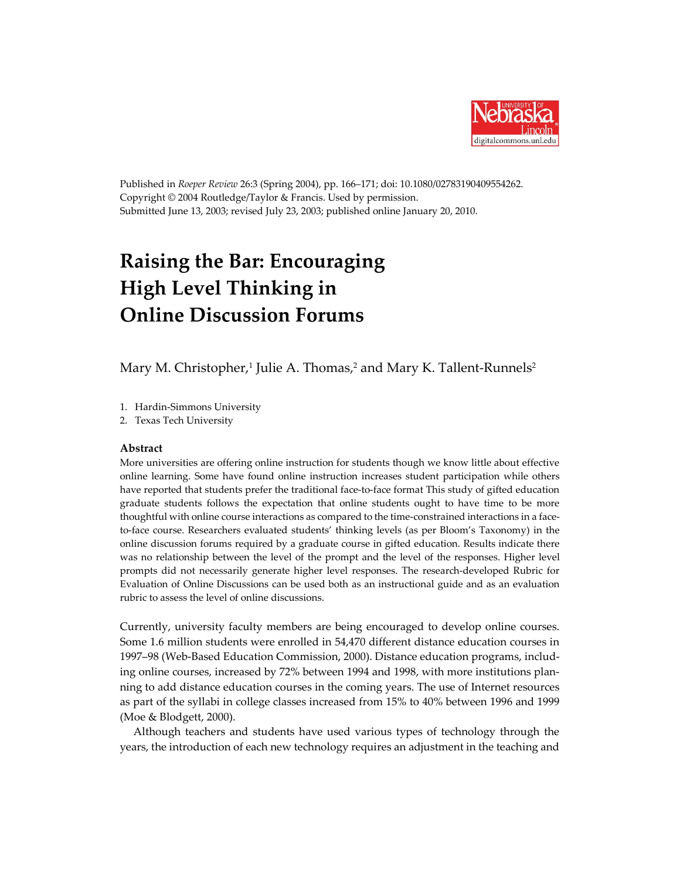Published in *Roeper Review* 26:3 (Spring 2004), pp. 166–171; doi: 10.1080/02783190409554262.
Copyright © 2004 Routledge/Taylor & Francis. Used by permission.
Submitted June 13, 2003; revised July 23, 2003; published online January 20, 2010.

# Raising the Bar: Encouraging High Level Thinking in Online Discussion Forums

Mary M. Christopher,[1] Julie A. Thomas,[2] and Mary K. Tallent-Runnels[2]

1. Hardin-Simmons University
2. Texas Tech University

**Abstract**

More universities are offering online instruction for students though we know little about effective online learning. Some have found online instruction increases student participation while others have reported that students prefer the traditional face-to-face format This study of gifted education graduate students follows the expectation that online students ought to have time to be more thoughtful with online course interactions as compared to the time-constrained interactions in a face-to-face course. Researchers evaluated students' thinking levels (as per Bloom's Taxonomy) in the online discussion forums required by a graduate course in gifted education. Results indicate there was no relationship between the level of the prompt and the level of the responses. Higher level prompts did not necessarily generate higher level responses. The research-developed Rubric for Evaluation of Online Discussions can be used both as an instructional guide and as an evaluation rubric to assess the level of online discussions.

Currently, university faculty members are being encouraged to develop online courses. Some 1.6 million students were enrolled in 54,470 different distance education courses in 1997–98 (Web-Based Education Commission, 2000). Distance education programs, including online courses, increased by 72% between 1994 and 1998, with more institutions planning to add distance education courses in the coming years. The use of Internet resources as part of the syllabi in college classes increased from 15% to 40% between 1996 and 1999 (Moe & Blodgett, 2000).

Although teachers and students have used various types of technology through the years, the introduction of each new technology requires an adjustment in the teaching and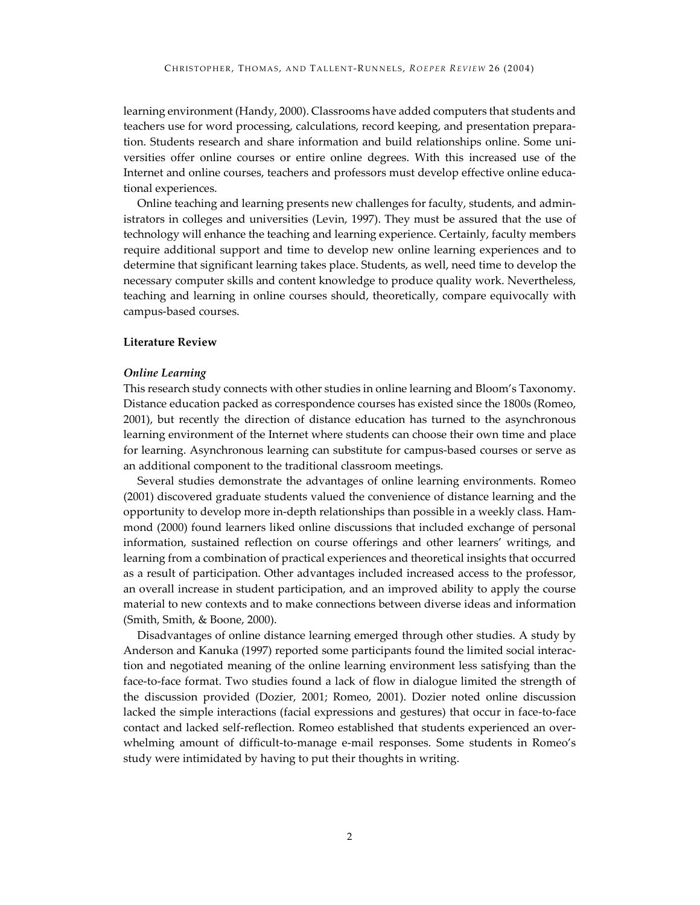learning environment (Handy, 2000). Classrooms have added computers that students and teachers use for word processing, calculations, record keeping, and presentation preparation. Students research and share information and build relationships online. Some universities offer online courses or entire online degrees. With this increased use of the Internet and online courses, teachers and professors must develop effective online educational experiences.

Online teaching and learning presents new challenges for faculty, students, and administrators in colleges and universities (Levin, 1997). They must be assured that the use of technology will enhance the teaching and learning experience. Certainly, faculty members require additional support and time to develop new online learning experiences and to determine that significant learning takes place. Students, as well, need time to develop the necessary computer skills and content knowledge to produce quality work. Nevertheless, teaching and learning in online courses should, theoretically, compare equivocally with campus-based courses.

## Literature Review

### *Online Learning*

This research study connects with other studies in online learning and Bloom's Taxonomy. Distance education packed as correspondence courses has existed since the 1800s (Romeo, 2001), but recently the direction of distance education has turned to the asynchronous learning environment of the Internet where students can choose their own time and place for learning. Asynchronous learning can substitute for campus-based courses or serve as an additional component to the traditional classroom meetings.

Several studies demonstrate the advantages of online learning environments. Romeo (2001) discovered graduate students valued the convenience of distance learning and the opportunity to develop more in-depth relationships than possible in a weekly class. Hammond (2000) found learners liked online discussions that included exchange of personal information, sustained reflection on course offerings and other learners' writings, and learning from a combination of practical experiences and theoretical insights that occurred as a result of participation. Other advantages included increased access to the professor, an overall increase in student participation, and an improved ability to apply the course material to new contexts and to make connections between diverse ideas and information (Smith, Smith, & Boone, 2000).

Disadvantages of online distance learning emerged through other studies. A study by Anderson and Kanuka (1997) reported some participants found the limited social interaction and negotiated meaning of the online learning environment less satisfying than the face-to-face format. Two studies found a lack of flow in dialogue limited the strength of the discussion provided (Dozier, 2001; Romeo, 2001). Dozier noted online discussion lacked the simple interactions (facial expressions and gestures) that occur in face-to-face contact and lacked self-reflection. Romeo established that students experienced an overwhelming amount of difficult-to-manage e-mail responses. Some students in Romeo's study were intimidated by having to put their thoughts in writing.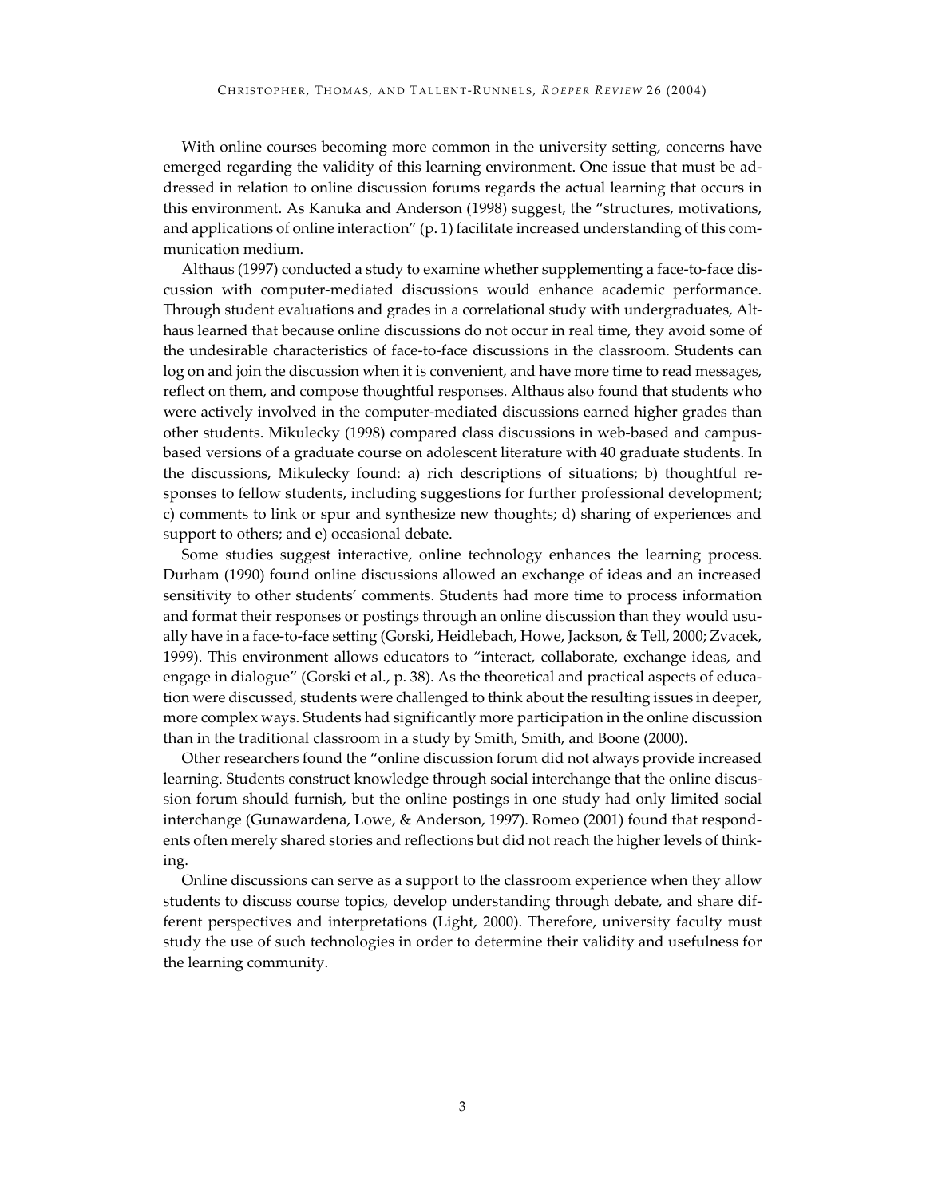With online courses becoming more common in the university setting, concerns have emerged regarding the validity of this learning environment. One issue that must be addressed in relation to online discussion forums regards the actual learning that occurs in this environment. As Kanuka and Anderson (1998) suggest, the "structures, motivations, and applications of online interaction" (p. 1) facilitate increased understanding of this communication medium.

Althaus (1997) conducted a study to examine whether supplementing a face-to-face discussion with computer-mediated discussions would enhance academic performance. Through student evaluations and grades in a correlational study with undergraduates, Althaus learned that because online discussions do not occur in real time, they avoid some of the undesirable characteristics of face-to-face discussions in the classroom. Students can log on and join the discussion when it is convenient, and have more time to read messages, reflect on them, and compose thoughtful responses. Althaus also found that students who were actively involved in the computer-mediated discussions earned higher grades than other students. Mikulecky (1998) compared class discussions in web-based and campus-based versions of a graduate course on adolescent literature with 40 graduate students. In the discussions, Mikulecky found: a) rich descriptions of situations; b) thoughtful responses to fellow students, including suggestions for further professional development; c) comments to link or spur and synthesize new thoughts; d) sharing of experiences and support to others; and e) occasional debate.

Some studies suggest interactive, online technology enhances the learning process. Durham (1990) found online discussions allowed an exchange of ideas and an increased sensitivity to other students' comments. Students had more time to process information and format their responses or postings through an online discussion than they would usually have in a face-to-face setting (Gorski, Heidlebach, Howe, Jackson, & Tell, 2000; Zvacek, 1999). This environment allows educators to "interact, collaborate, exchange ideas, and engage in dialogue" (Gorski et al., p. 38). As the theoretical and practical aspects of education were discussed, students were challenged to think about the resulting issues in deeper, more complex ways. Students had significantly more participation in the online discussion than in the traditional classroom in a study by Smith, Smith, and Boone (2000).

Other researchers found the "online discussion forum did not always provide increased learning. Students construct knowledge through social interchange that the online discussion forum should furnish, but the online postings in one study had only limited social interchange (Gunawardena, Lowe, & Anderson, 1997). Romeo (2001) found that respondents often merely shared stories and reflections but did not reach the higher levels of thinking.

Online discussions can serve as a support to the classroom experience when they allow students to discuss course topics, develop understanding through debate, and share different perspectives and interpretations (Light, 2000). Therefore, university faculty must study the use of such technologies in order to determine their validity and usefulness for the learning community.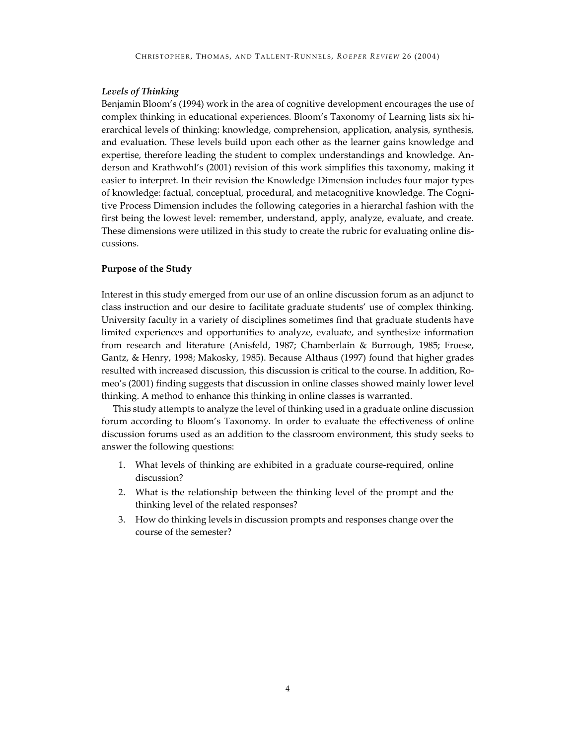### *Levels of Thinking*

Benjamin Bloom's (1994) work in the area of cognitive development encourages the use of complex thinking in educational experiences. Bloom's Taxonomy of Learning lists six hierarchical levels of thinking: knowledge, comprehension, application, analysis, synthesis, and evaluation. These levels build upon each other as the learner gains knowledge and expertise, therefore leading the student to complex understandings and knowledge. Anderson and Krathwohl's (2001) revision of this work simplifies this taxonomy, making it easier to interpret. In their revision the Knowledge Dimension includes four major types of knowledge: factual, conceptual, procedural, and metacognitive knowledge. The Cognitive Process Dimension includes the following categories in a hierarchal fashion with the first being the lowest level: remember, understand, apply, analyze, evaluate, and create. These dimensions were utilized in this study to create the rubric for evaluating online discussions.

## Purpose of the Study

Interest in this study emerged from our use of an online discussion forum as an adjunct to class instruction and our desire to facilitate graduate students' use of complex thinking. University faculty in a variety of disciplines sometimes find that graduate students have limited experiences and opportunities to analyze, evaluate, and synthesize information from research and literature (Anisfeld, 1987; Chamberlain & Burrough, 1985; Froese, Gantz, & Henry, 1998; Makosky, 1985). Because Althaus (1997) found that higher grades resulted with increased discussion, this discussion is critical to the course. In addition, Romeo's (2001) finding suggests that discussion in online classes showed mainly lower level thinking. A method to enhance this thinking in online classes is warranted.

This study attempts to analyze the level of thinking used in a graduate online discussion forum according to Bloom's Taxonomy. In order to evaluate the effectiveness of online discussion forums used as an addition to the classroom environment, this study seeks to answer the following questions:

1. What levels of thinking are exhibited in a graduate course-required, online discussion?
2. What is the relationship between the thinking level of the prompt and the thinking level of the related responses?
3. How do thinking levels in discussion prompts and responses change over the course of the semester?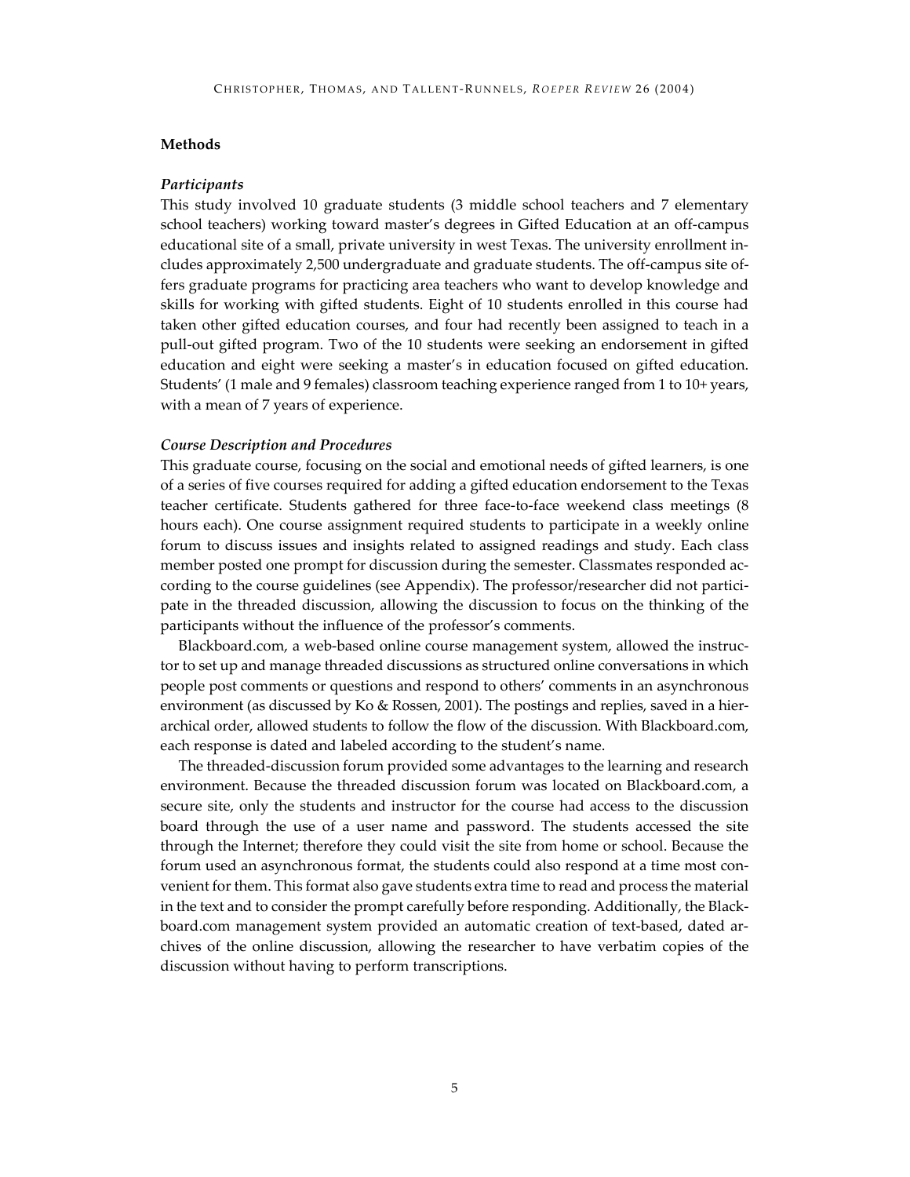## Methods

### *Participants*

This study involved 10 graduate students (3 middle school teachers and 7 elementary school teachers) working toward master's degrees in Gifted Education at an off-campus educational site of a small, private university in west Texas. The university enrollment includes approximately 2,500 undergraduate and graduate students. The off-campus site offers graduate programs for practicing area teachers who want to develop knowledge and skills for working with gifted students. Eight of 10 students enrolled in this course had taken other gifted education courses, and four had recently been assigned to teach in a pull-out gifted program. Two of the 10 students were seeking an endorsement in gifted education and eight were seeking a master's in education focused on gifted education. Students' (1 male and 9 females) classroom teaching experience ranged from 1 to 10+ years, with a mean of 7 years of experience.

### *Course Description and Procedures*

This graduate course, focusing on the social and emotional needs of gifted learners, is one of a series of five courses required for adding a gifted education endorsement to the Texas teacher certificate. Students gathered for three face-to-face weekend class meetings (8 hours each). One course assignment required students to participate in a weekly online forum to discuss issues and insights related to assigned readings and study. Each class member posted one prompt for discussion during the semester. Classmates responded according to the course guidelines (see Appendix). The professor/researcher did not participate in the threaded discussion, allowing the discussion to focus on the thinking of the participants without the influence of the professor's comments.

Blackboard.com, a web-based online course management system, allowed the instructor to set up and manage threaded discussions as structured online conversations in which people post comments or questions and respond to others' comments in an asynchronous environment (as discussed by Ko & Rossen, 2001). The postings and replies, saved in a hierarchical order, allowed students to follow the flow of the discussion. With Blackboard.com, each response is dated and labeled according to the student's name.

The threaded-discussion forum provided some advantages to the learning and research environment. Because the threaded discussion forum was located on Blackboard.com, a secure site, only the students and instructor for the course had access to the discussion board through the use of a user name and password. The students accessed the site through the Internet; therefore they could visit the site from home or school. Because the forum used an asynchronous format, the students could also respond at a time most convenient for them. This format also gave students extra time to read and process the material in the text and to consider the prompt carefully before responding. Additionally, the Blackboard.com management system provided an automatic creation of text-based, dated archives of the online discussion, allowing the researcher to have verbatim copies of the discussion without having to perform transcriptions.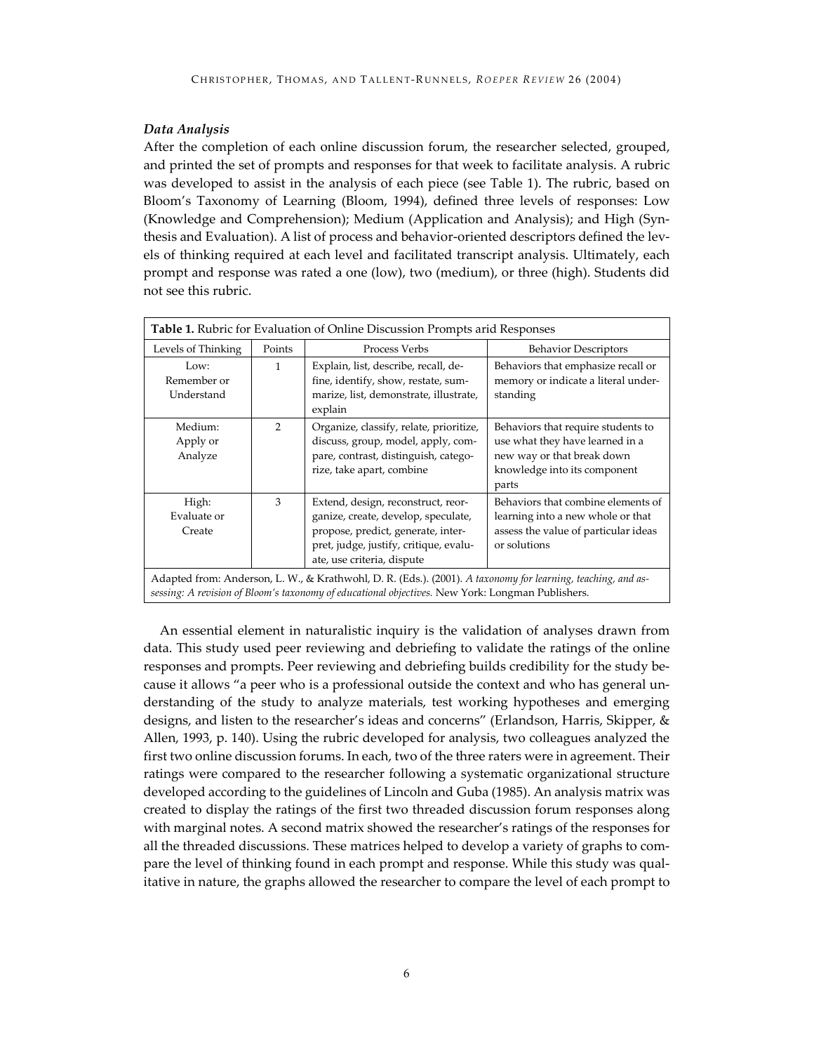### *Data Analysis*

After the completion of each online discussion forum, the researcher selected, grouped, and printed the set of prompts and responses for that week to facilitate analysis. A rubric was developed to assist in the analysis of each piece (see Table 1). The rubric, based on Bloom's Taxonomy of Learning (Bloom, 1994), defined three levels of responses: Low (Knowledge and Comprehension); Medium (Application and Analysis); and High (Synthesis and Evaluation). A list of process and behavior-oriented descriptors defined the levels of thinking required at each level and facilitated transcript analysis. Ultimately, each prompt and response was rated a one (low), two (medium), or three (high). Students did not see this rubric.

**Table 1.** Rubric for Evaluation of Online Discussion Prompts arid Responses

| Levels of Thinking | Points | Process Verbs | Behavior Descriptors |
|---|---|---|---|
| Low: Remember or Understand | 1 | Explain, list, describe, recall, define, identify, show, restate, summarize, list, demonstrate, illustrate, explain | Behaviors that emphasize recall or memory or indicate a literal understanding |
| Medium: Apply or Analyze | 2 | Organize, classify, relate, prioritize, discuss, group, model, apply, compare, contrast, distinguish, categorize, take apart, combine | Behaviors that require students to use what they have learned in a new way or that break down knowledge into its component parts |
| High: Evaluate or Create | 3 | Extend, design, reconstruct, reorganize, create, develop, speculate, propose, predict, generate, interpret, judge, justify, critique, evaluate, use criteria, dispute | Behaviors that combine elements of learning into a new whole or that assess the value of particular ideas or solutions |

Adapted from: Anderson, L. W., & Krathwohl, D. R. (Eds.). (2001). *A taxonomy for learning, teaching, and assessing: A revision of Bloom's taxonomy of educational objectives.* New York: Longman Publishers.

An essential element in naturalistic inquiry is the validation of analyses drawn from data. This study used peer reviewing and debriefing to validate the ratings of the online responses and prompts. Peer reviewing and debriefing builds credibility for the study because it allows "a peer who is a professional outside the context and who has general understanding of the study to analyze materials, test working hypotheses and emerging designs, and listen to the researcher's ideas and concerns" (Erlandson, Harris, Skipper, & Allen, 1993, p. 140). Using the rubric developed for analysis, two colleagues analyzed the first two online discussion forums. In each, two of the three raters were in agreement. Their ratings were compared to the researcher following a systematic organizational structure developed according to the guidelines of Lincoln and Guba (1985). An analysis matrix was created to display the ratings of the first two threaded discussion forum responses along with marginal notes. A second matrix showed the researcher's ratings of the responses for all the threaded discussions. These matrices helped to develop a variety of graphs to compare the level of thinking found in each prompt and response. While this study was qualitative in nature, the graphs allowed the researcher to compare the level of each prompt to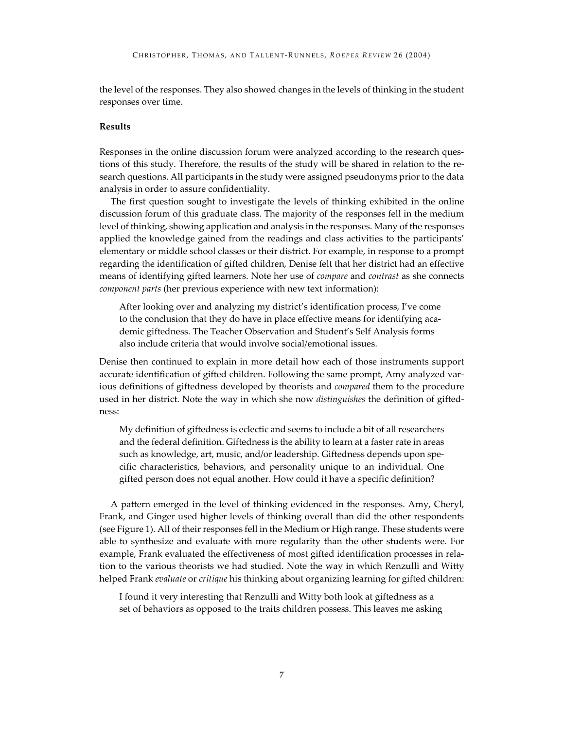the level of the responses. They also showed changes in the levels of thinking in the student responses over time.

**Results**

Responses in the online discussion forum were analyzed according to the research questions of this study. Therefore, the results of the study will be shared in relation to the research questions. All participants in the study were assigned pseudonyms prior to the data analysis in order to assure confidentiality.

The first question sought to investigate the levels of thinking exhibited in the online discussion forum of this graduate class. The majority of the responses fell in the medium level of thinking, showing application and analysis in the responses. Many of the responses applied the knowledge gained from the readings and class activities to the participants' elementary or middle school classes or their district. For example, in response to a prompt regarding the identification of gifted children, Denise felt that her district had an effective means of identifying gifted learners. Note her use of *compare* and *contrast* as she connects *component parts* (her previous experience with new text information):

> After looking over and analyzing my district's identification process, I've come to the conclusion that they do have in place effective means for identifying academic giftedness. The Teacher Observation and Student's Self Analysis forms also include criteria that would involve social/emotional issues.

Denise then continued to explain in more detail how each of those instruments support accurate identification of gifted children. Following the same prompt, Amy analyzed various definitions of giftedness developed by theorists and *compared* them to the procedure used in her district. Note the way in which she now *distinguishes* the definition of giftedness:

> My definition of giftedness is eclectic and seems to include a bit of all researchers and the federal definition. Giftedness is the ability to learn at a faster rate in areas such as knowledge, art, music, and/or leadership. Giftedness depends upon specific characteristics, behaviors, and personality unique to an individual. One gifted person does not equal another. How could it have a specific definition?

A pattern emerged in the level of thinking evidenced in the responses. Amy, Cheryl, Frank, and Ginger used higher levels of thinking overall than did the other respondents (see Figure 1). All of their responses fell in the Medium or High range. These students were able to synthesize and evaluate with more regularity than the other students were. For example, Frank evaluated the effectiveness of most gifted identification processes in relation to the various theorists we had studied. Note the way in which Renzulli and Witty helped Frank *evaluate* or *critique* his thinking about organizing learning for gifted children:

> I found it very interesting that Renzulli and Witty both look at giftedness as a set of behaviors as opposed to the traits children possess. This leaves me asking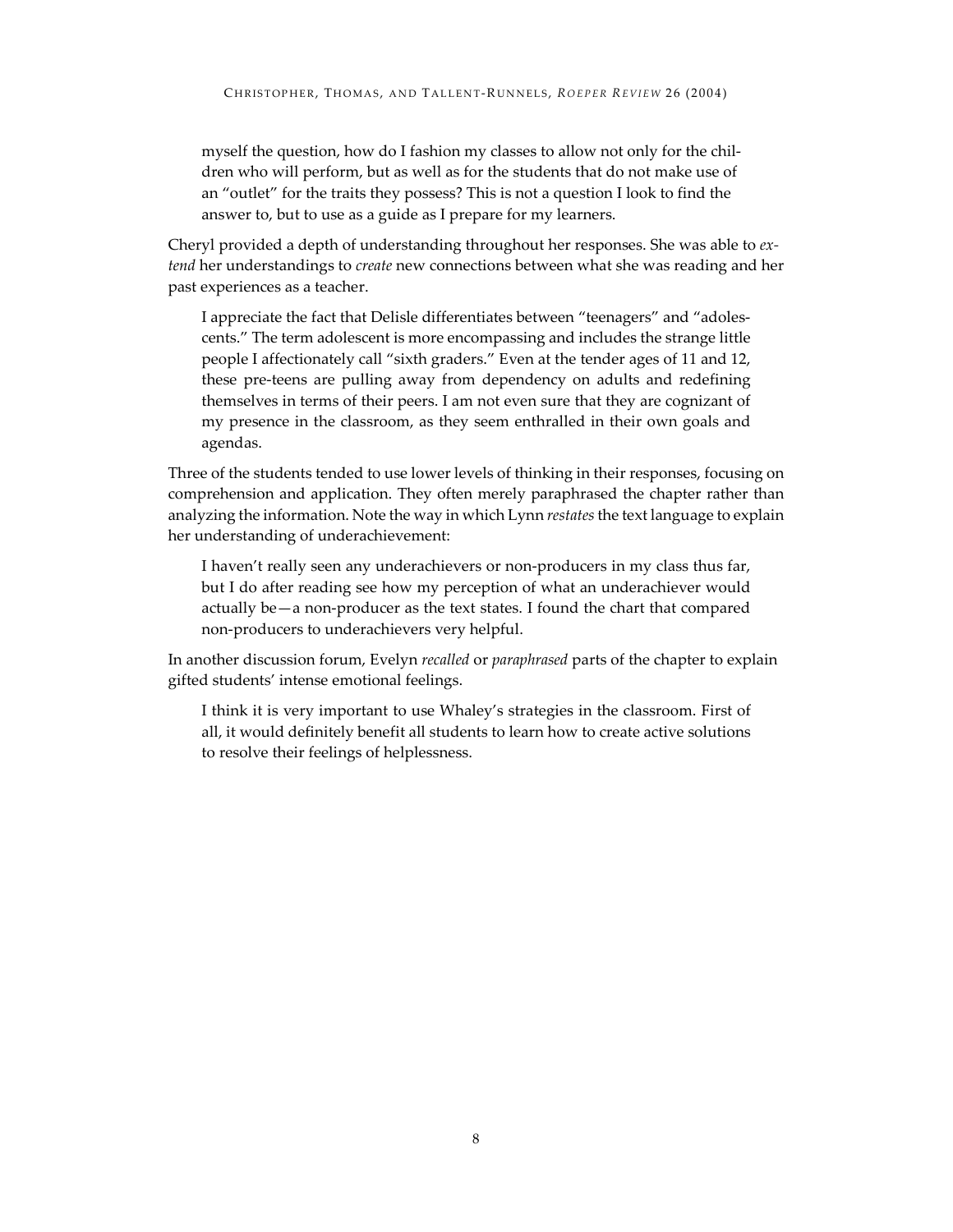> myself the question, how do I fashion my classes to allow not only for the children who will perform, but as well as for the students that do not make use of an "outlet" for the traits they possess? This is not a question I look to find the answer to, but to use as a guide as I prepare for my learners.

Cheryl provided a depth of understanding throughout her responses. She was able to *extend* her understandings to *create* new connections between what she was reading and her past experiences as a teacher.

> I appreciate the fact that Delisle differentiates between "teenagers" and "adolescents." The term adolescent is more encompassing and includes the strange little people I affectionately call "sixth graders." Even at the tender ages of 11 and 12, these pre-teens are pulling away from dependency on adults and redefining themselves in terms of their peers. I am not even sure that they are cognizant of my presence in the classroom, as they seem enthralled in their own goals and agendas.

Three of the students tended to use lower levels of thinking in their responses, focusing on comprehension and application. They often merely paraphrased the chapter rather than analyzing the information. Note the way in which Lynn *restates* the text language to explain her understanding of underachievement:

> I haven't really seen any underachievers or non-producers in my class thus far, but I do after reading see how my perception of what an underachiever would actually be—a non-producer as the text states. I found the chart that compared non-producers to underachievers very helpful.

In another discussion forum, Evelyn *recalled* or *paraphrased* parts of the chapter to explain gifted students' intense emotional feelings.

> I think it is very important to use Whaley's strategies in the classroom. First of all, it would definitely benefit all students to learn how to create active solutions to resolve their feelings of helplessness.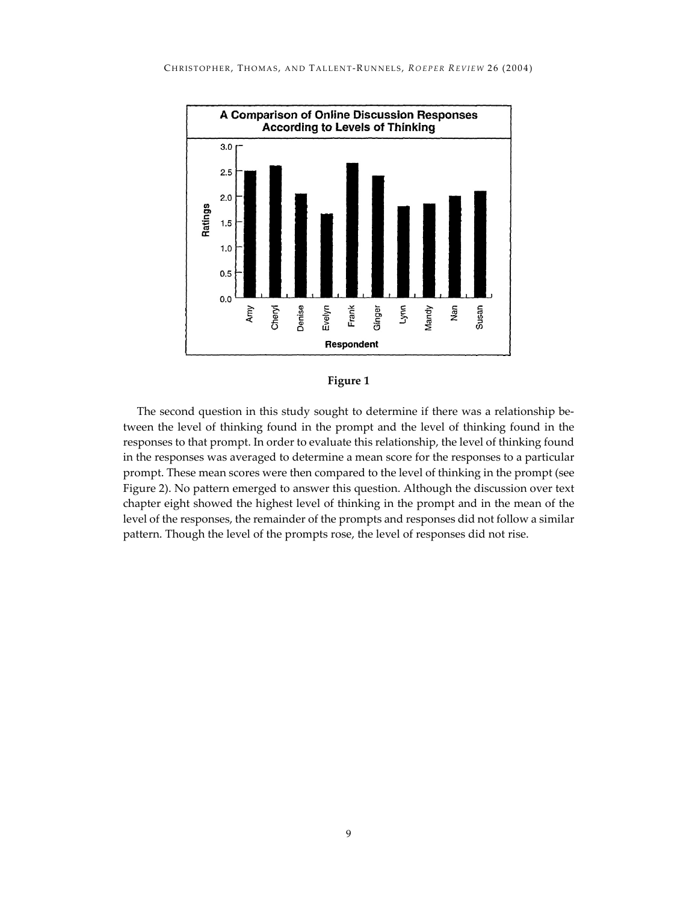**Figure 1**

The second question in this study sought to determine if there was a relationship between the level of thinking found in the prompt and the level of thinking found in the responses to that prompt. In order to evaluate this relationship, the level of thinking found in the responses was averaged to determine a mean score for the responses to a particular prompt. These mean scores were then compared to the level of thinking in the prompt (see Figure 2). No pattern emerged to answer this question. Although the discussion over text chapter eight showed the highest level of thinking in the prompt and in the mean of the level of the responses, the remainder of the prompts and responses did not follow a similar pattern. Though the level of the prompts rose, the level of responses did not rise.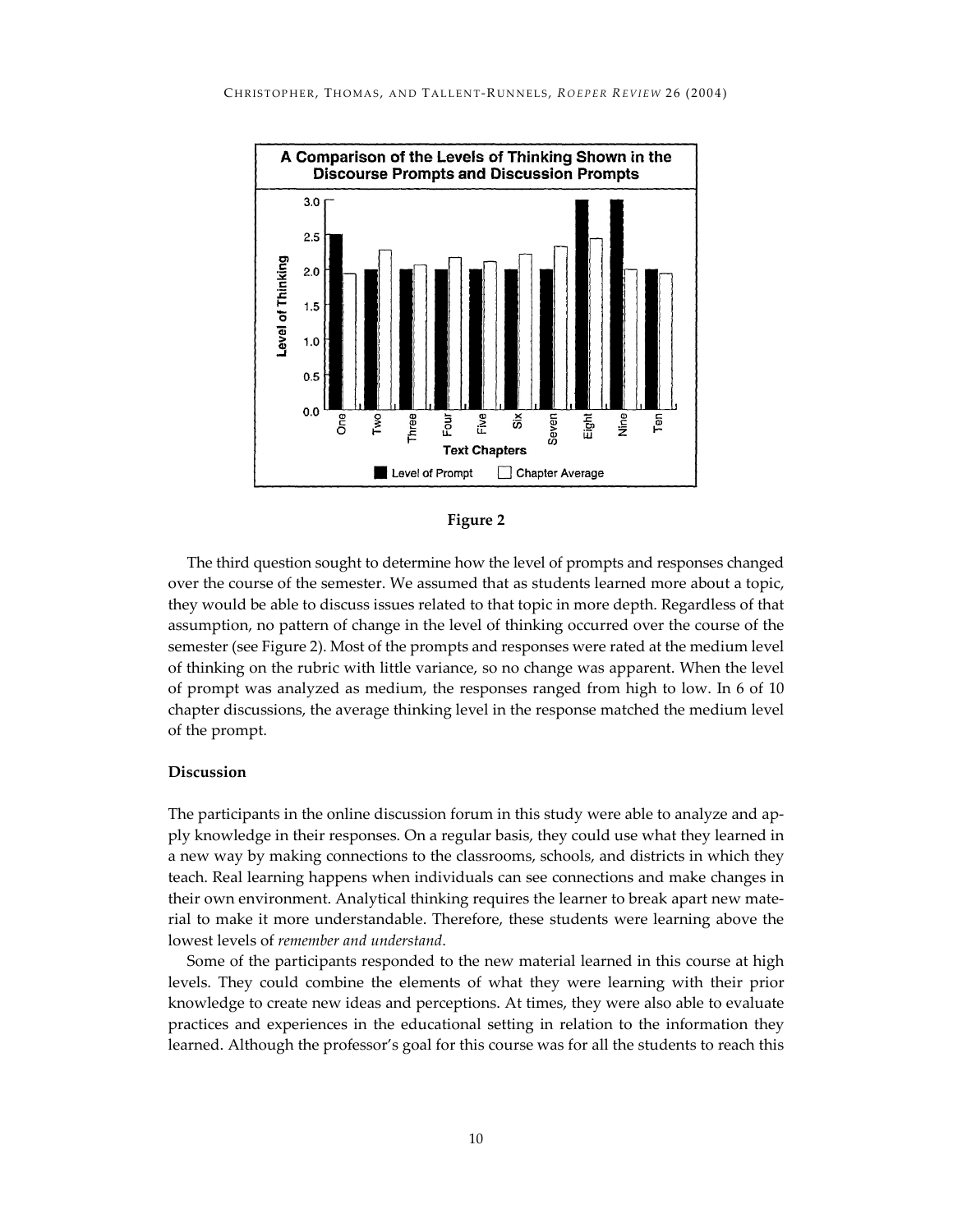Figure 2

The third question sought to determine how the level of prompts and responses changed over the course of the semester. We assumed that as students learned more about a topic, they would be able to discuss issues related to that topic in more depth. Regardless of that assumption, no pattern of change in the level of thinking occurred over the course of the semester (see Figure 2). Most of the prompts and responses were rated at the medium level of thinking on the rubric with little variance, so no change was apparent. When the level of prompt was analyzed as medium, the responses ranged from high to low. In 6 of 10 chapter discussions, the average thinking level in the response matched the medium level of the prompt.

## Discussion

The participants in the online discussion forum in this study were able to analyze and apply knowledge in their responses. On a regular basis, they could use what they learned in a new way by making connections to the classrooms, schools, and districts in which they teach. Real learning happens when individuals can see connections and make changes in their own environment. Analytical thinking requires the learner to break apart new material to make it more understandable. Therefore, these students were learning above the lowest levels of *remember and understand*.

Some of the participants responded to the new material learned in this course at high levels. They could combine the elements of what they were learning with their prior knowledge to create new ideas and perceptions. At times, they were also able to evaluate practices and experiences in the educational setting in relation to the information they learned. Although the professor's goal for this course was for all the students to reach this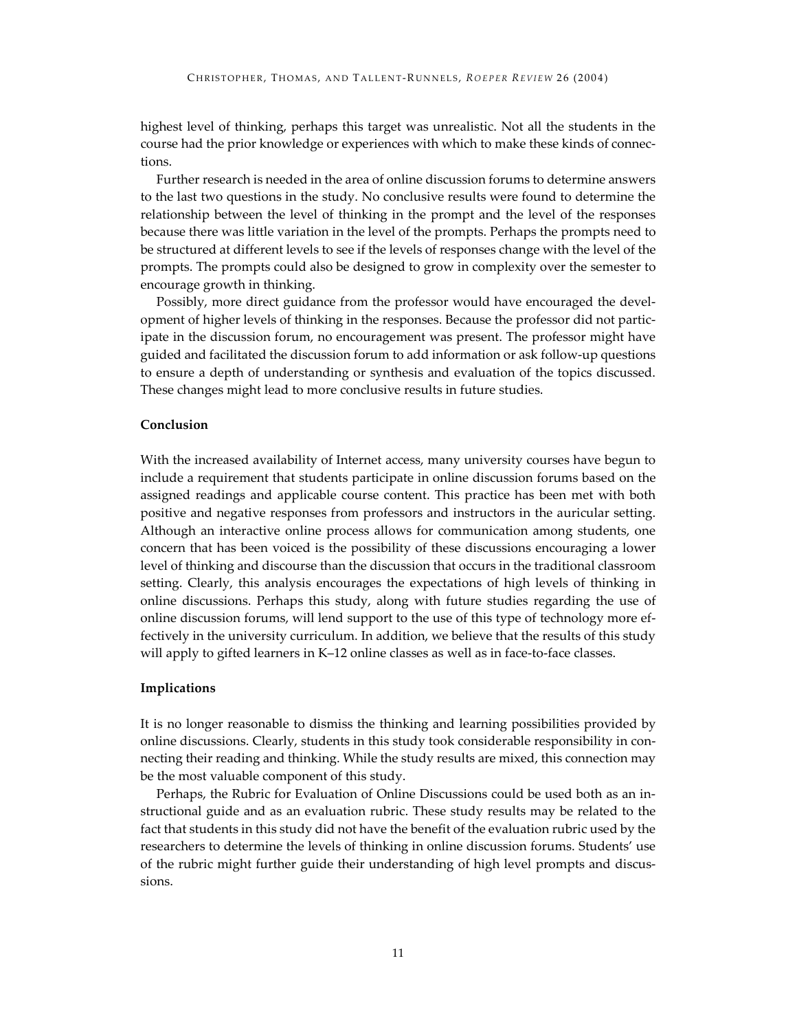highest level of thinking, perhaps this target was unrealistic. Not all the students in the course had the prior knowledge or experiences with which to make these kinds of connections.

Further research is needed in the area of online discussion forums to determine answers to the last two questions in the study. No conclusive results were found to determine the relationship between the level of thinking in the prompt and the level of the responses because there was little variation in the level of the prompts. Perhaps the prompts need to be structured at different levels to see if the levels of responses change with the level of the prompts. The prompts could also be designed to grow in complexity over the semester to encourage growth in thinking.

Possibly, more direct guidance from the professor would have encouraged the development of higher levels of thinking in the responses. Because the professor did not participate in the discussion forum, no encouragement was present. The professor might have guided and facilitated the discussion forum to add information or ask follow-up questions to ensure a depth of understanding or synthesis and evaluation of the topics discussed. These changes might lead to more conclusive results in future studies.

### Conclusion

With the increased availability of Internet access, many university courses have begun to include a requirement that students participate in online discussion forums based on the assigned readings and applicable course content. This practice has been met with both positive and negative responses from professors and instructors in the auricular setting. Although an interactive online process allows for communication among students, one concern that has been voiced is the possibility of these discussions encouraging a lower level of thinking and discourse than the discussion that occurs in the traditional classroom setting. Clearly, this analysis encourages the expectations of high levels of thinking in online discussions. Perhaps this study, along with future studies regarding the use of online discussion forums, will lend support to the use of this type of technology more effectively in the university curriculum. In addition, we believe that the results of this study will apply to gifted learners in K–12 online classes as well as in face-to-face classes.

### Implications

It is no longer reasonable to dismiss the thinking and learning possibilities provided by online discussions. Clearly, students in this study took considerable responsibility in connecting their reading and thinking. While the study results are mixed, this connection may be the most valuable component of this study.

Perhaps, the Rubric for Evaluation of Online Discussions could be used both as an instructional guide and as an evaluation rubric. These study results may be related to the fact that students in this study did not have the benefit of the evaluation rubric used by the researchers to determine the levels of thinking in online discussion forums. Students' use of the rubric might further guide their understanding of high level prompts and discussions.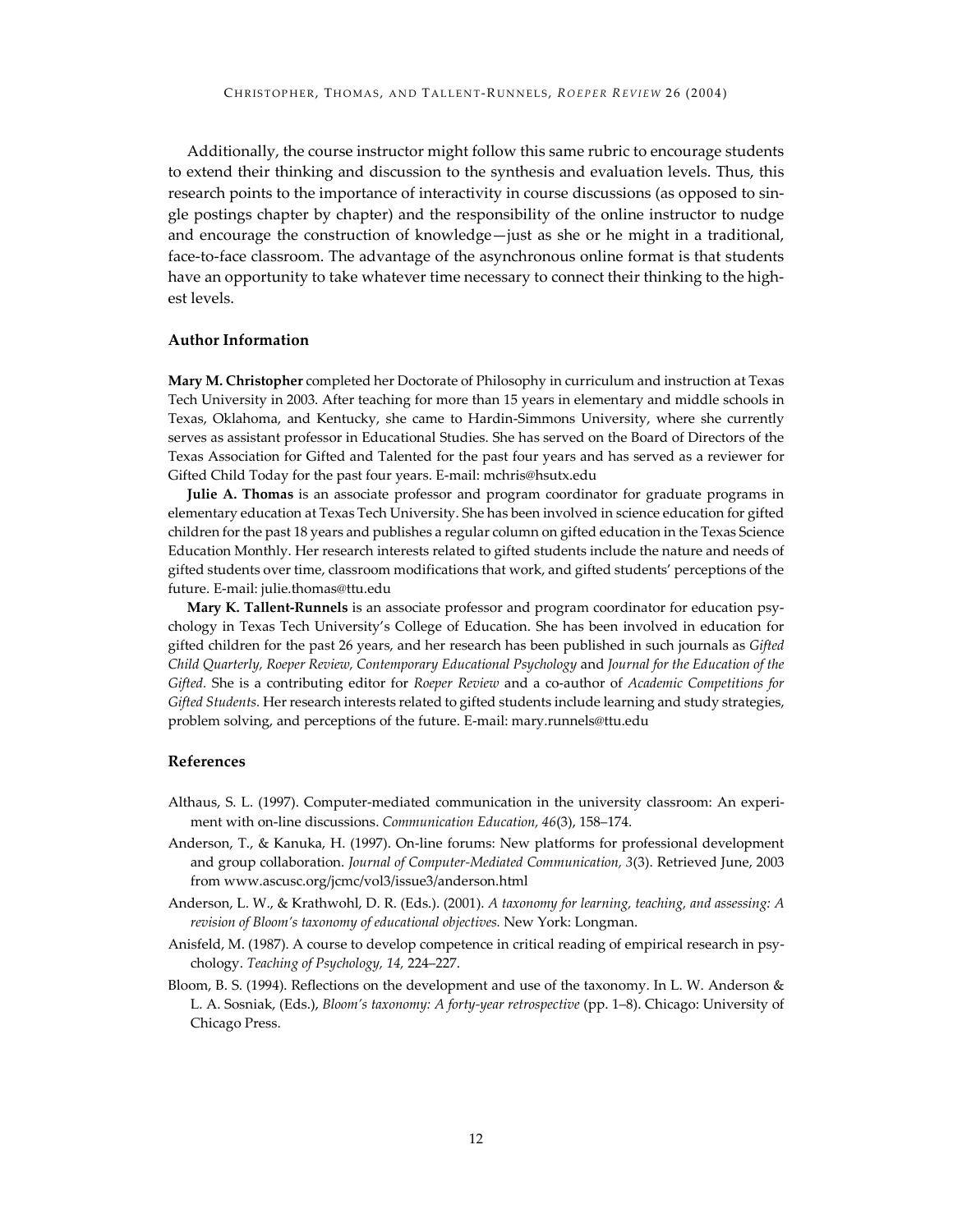Additionally, the course instructor might follow this same rubric to encourage students to extend their thinking and discussion to the synthesis and evaluation levels. Thus, this research points to the importance of interactivity in course discussions (as opposed to single postings chapter by chapter) and the responsibility of the online instructor to nudge and encourage the construction of knowledge—just as she or he might in a traditional, face-to-face classroom. The advantage of the asynchronous online format is that students have an opportunity to take whatever time necessary to connect their thinking to the highest levels.

## Author Information

**Mary M. Christopher** completed her Doctorate of Philosophy in curriculum and instruction at Texas Tech University in 2003. After teaching for more than 15 years in elementary and middle schools in Texas, Oklahoma, and Kentucky, she came to Hardin-Simmons University, where she currently serves as assistant professor in Educational Studies. She has served on the Board of Directors of the Texas Association for Gifted and Talented for the past four years and has served as a reviewer for Gifted Child Today for the past four years. E-mail: mchris@hsutx.edu

**Julie A. Thomas** is an associate professor and program coordinator for graduate programs in elementary education at Texas Tech University. She has been involved in science education for gifted children for the past 18 years and publishes a regular column on gifted education in the Texas Science Education Monthly. Her research interests related to gifted students include the nature and needs of gifted students over time, classroom modifications that work, and gifted students' perceptions of the future. E-mail: julie.thomas@ttu.edu

**Mary K. Tallent-Runnels** is an associate professor and program coordinator for education psychology in Texas Tech University's College of Education. She has been involved in education for gifted children for the past 26 years, and her research has been published in such journals as *Gifted Child Quarterly, Roeper Review, Contemporary Educational Psychology* and *Journal for the Education of the Gifted.* She is a contributing editor for *Roeper Review* and a co-author of *Academic Competitions for Gifted Students.* Her research interests related to gifted students include learning and study strategies, problem solving, and perceptions of the future. E-mail: mary.runnels@ttu.edu

## References

Althaus, S. L. (1997). Computer-mediated communication in the university classroom: An experiment with on-line discussions. *Communication Education, 46*(3), 158–174.

Anderson, T., & Kanuka, H. (1997). On-line forums: New platforms for professional development and group collaboration. *Journal of Computer-Mediated Communication, 3*(3). Retrieved June, 2003 from www.ascusc.org/jcmc/vol3/issue3/anderson.html

Anderson, L. W., & Krathwohl, D. R. (Eds.). (2001). *A taxonomy for learning, teaching, and assessing: A revision of Bloom's taxonomy of educational objectives.* New York: Longman.

Anisfeld, M. (1987). A course to develop competence in critical reading of empirical research in psychology. *Teaching of Psychology, 14,* 224–227.

Bloom, B. S. (1994). Reflections on the development and use of the taxonomy. In L. W. Anderson & L. A. Sosniak, (Eds.), *Bloom's taxonomy: A forty-year retrospective* (pp. 1–8). Chicago: University of Chicago Press.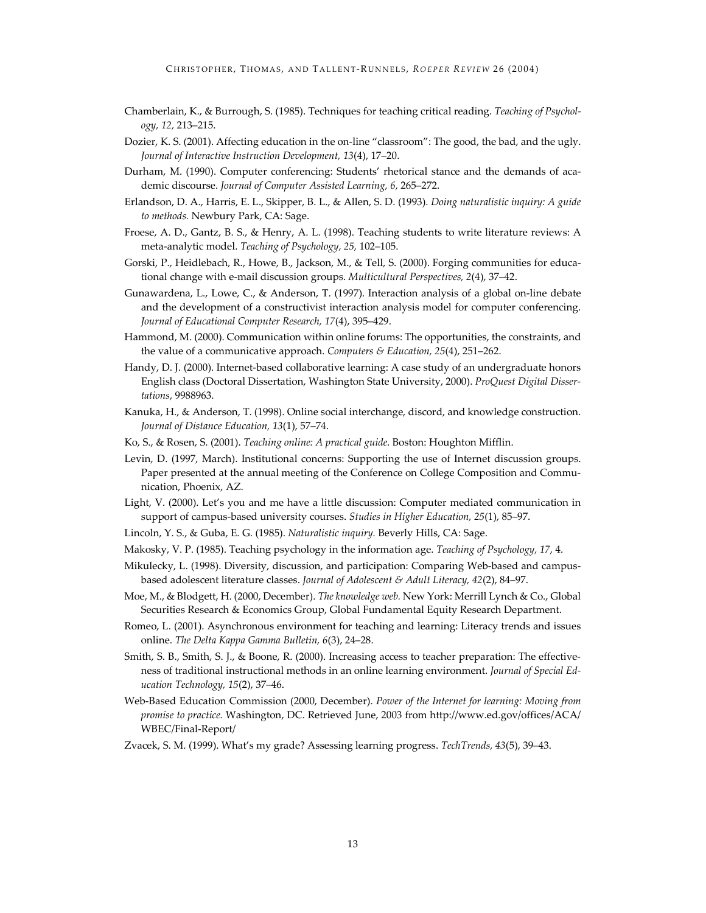Chamberlain, K., & Burrough, S. (1985). Techniques for teaching critical reading. *Teaching of Psychology, 12,* 213–215.

Dozier, K. S. (2001). Affecting education in the on-line "classroom": The good, the bad, and the ugly. *Journal of Interactive Instruction Development, 13*(4), 17–20.

Durham, M. (1990). Computer conferencing: Students' rhetorical stance and the demands of academic discourse. *Journal of Computer Assisted Learning, 6,* 265–272.

Erlandson, D. A., Harris, E. L., Skipper, B. L., & Allen, S. D. (1993). *Doing naturalistic inquiry: A guide to methods.* Newbury Park, CA: Sage.

Froese, A. D., Gantz, B. S., & Henry, A. L. (1998). Teaching students to write literature reviews: A meta-analytic model. *Teaching of Psychology, 25,* 102–105.

Gorski, P., Heidlebach, R., Howe, B., Jackson, M., & Tell, S. (2000). Forging communities for educational change with e-mail discussion groups. *Multicultural Perspectives, 2*(4), 37–42.

Gunawardena, L., Lowe, C., & Anderson, T. (1997). Interaction analysis of a global on-line debate and the development of a constructivist interaction analysis model for computer conferencing. *Journal of Educational Computer Research, 17*(4), 395–429.

Hammond, M. (2000). Communication within online forums: The opportunities, the constraints, and the value of a communicative approach. *Computers & Education, 25*(4), 251–262.

Handy, D. J. (2000). Internet-based collaborative learning: A case study of an undergraduate honors English class (Doctoral Dissertation, Washington State University, 2000). *ProQuest Digital Dissertations*, 9988963.

Kanuka, H., & Anderson, T. (1998). Online social interchange, discord, and knowledge construction. *Journal of Distance Education, 13*(1), 57–74.

Ko, S., & Rosen, S. (2001). *Teaching online: A practical guide*. Boston: Houghton Mifflin.

Levin, D. (1997, March). Institutional concerns: Supporting the use of Internet discussion groups. Paper presented at the annual meeting of the Conference on College Composition and Communication, Phoenix, AZ.

Light, V. (2000). Let's you and me have a little discussion: Computer mediated communication in support of campus-based university courses. *Studies in Higher Education, 25*(1), 85–97.

Lincoln, Y. S., & Guba, E. G. (1985). *Naturalistic inquiry.* Beverly Hills, CA: Sage.

Makosky, V. P. (1985). Teaching psychology in the information age. *Teaching of Psychology, 17*, 4.

Mikulecky, L. (1998). Diversity, discussion, and participation: Comparing Web-based and campus-based adolescent literature classes. *Journal of Adolescent & Adult Literacy, 42*(2), 84–97.

Moe, M., & Blodgett, H. (2000, December). *The knowledge web.* New York: Merrill Lynch & Co., Global Securities Research & Economics Group, Global Fundamental Equity Research Department.

Romeo, L. (2001). Asynchronous environment for teaching and learning: Literacy trends and issues online. *The Delta Kappa Gamma Bulletin, 6*(3), 24–28.

Smith, S. B., Smith, S. J., & Boone, R. (2000). Increasing access to teacher preparation: The effectiveness of traditional instructional methods in an online learning environment. *Journal of Special Education Technology, 15*(2), 37–46.

Web-Based Education Commission (2000, December). *Power of the Internet for learning: Moving from promise to practice.* Washington, DC. Retrieved June, 2003 from http://www.ed.gov/offices/ACA/WBEC/Final-Report/

Zvacek, S. M. (1999). What's my grade? Assessing learning progress. *TechTrends, 43*(5), 39–43.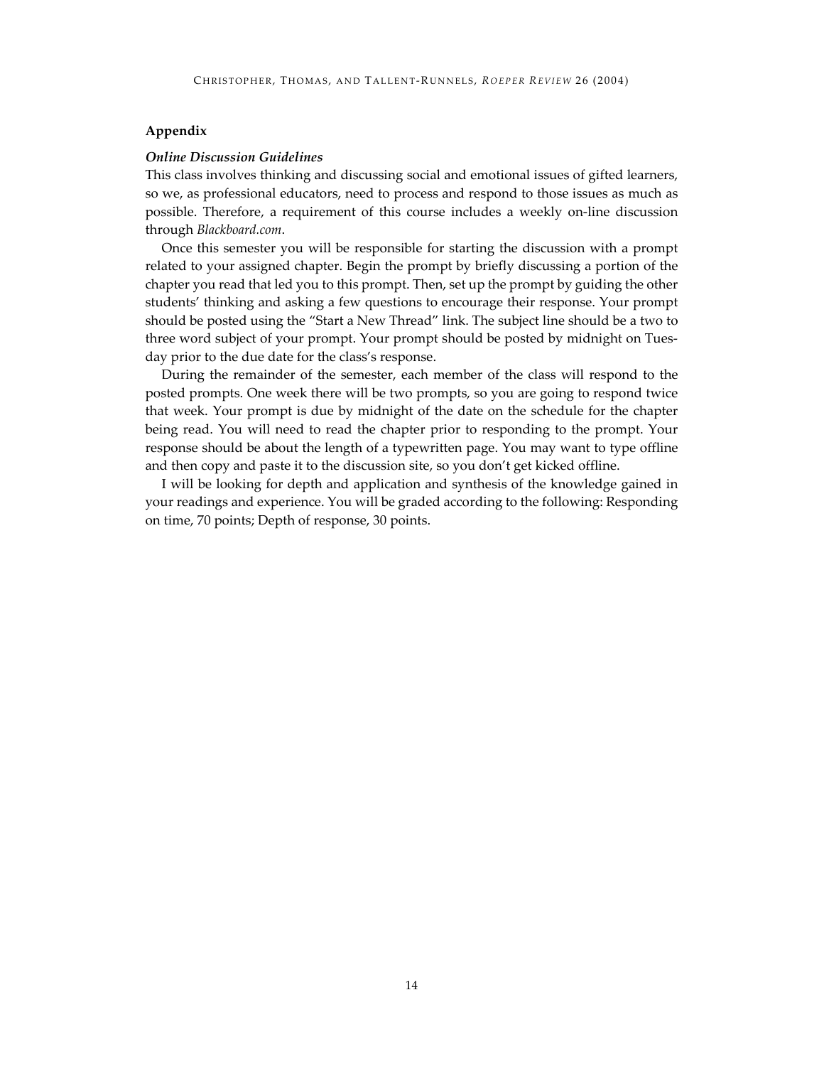## Appendix

### *Online Discussion Guidelines*

This class involves thinking and discussing social and emotional issues of gifted learners, so we, as professional educators, need to process and respond to those issues as much as possible. Therefore, a requirement of this course includes a weekly on-line discussion through *Blackboard.com*.

Once this semester you will be responsible for starting the discussion with a prompt related to your assigned chapter. Begin the prompt by briefly discussing a portion of the chapter you read that led you to this prompt. Then, set up the prompt by guiding the other students' thinking and asking a few questions to encourage their response. Your prompt should be posted using the "Start a New Thread" link. The subject line should be a two to three word subject of your prompt. Your prompt should be posted by midnight on Tuesday prior to the due date for the class's response.

During the remainder of the semester, each member of the class will respond to the posted prompts. One week there will be two prompts, so you are going to respond twice that week. Your prompt is due by midnight of the date on the schedule for the chapter being read. You will need to read the chapter prior to responding to the prompt. Your response should be about the length of a typewritten page. You may want to type offline and then copy and paste it to the discussion site, so you don't get kicked offline.

I will be looking for depth and application and synthesis of the knowledge gained in your readings and experience. You will be graded according to the following: Responding on time, 70 points; Depth of response, 30 points.